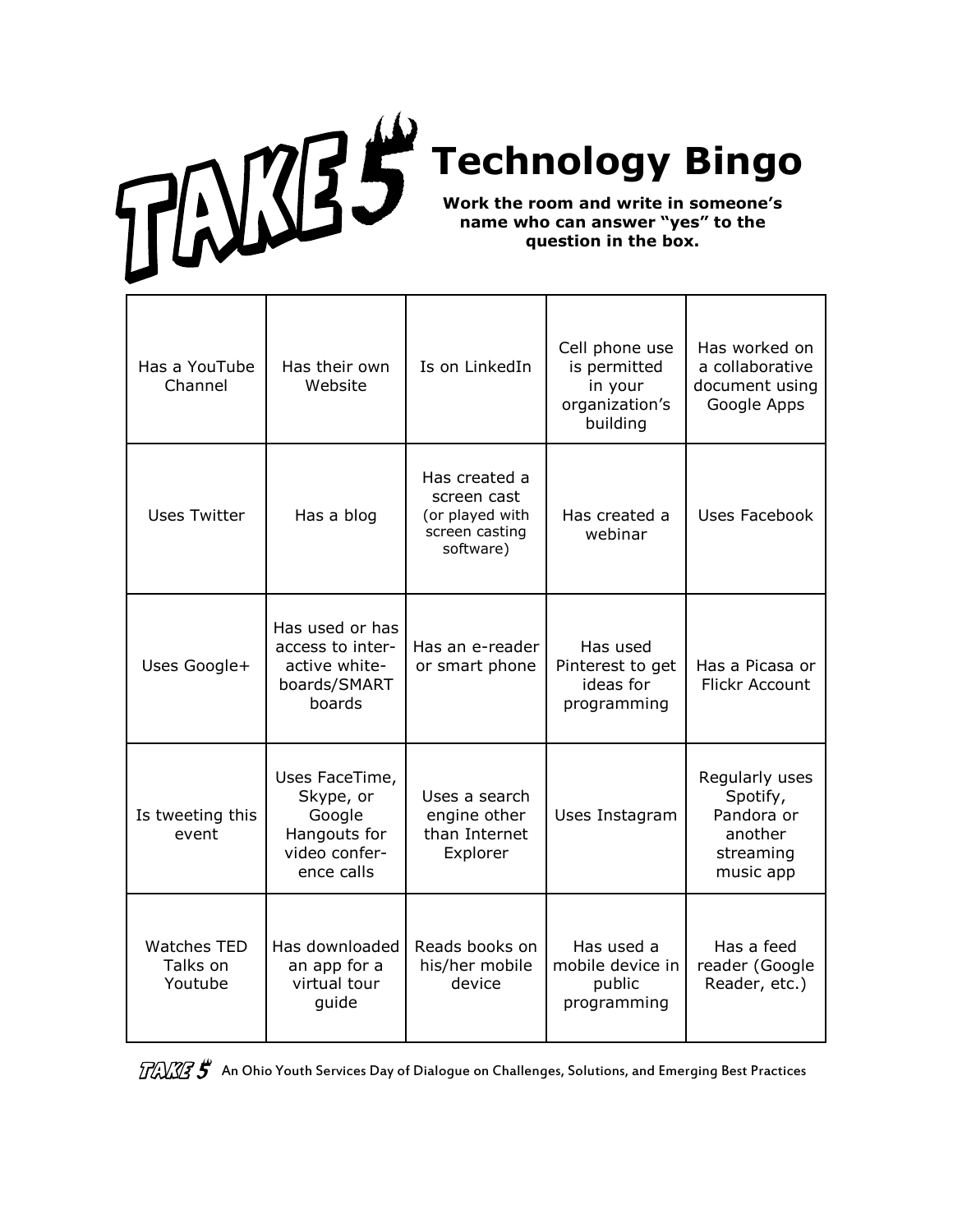# TAKE 5 Technology Bingo

**Work the room and write in someone's name who can answer "yes" to the question in the box.**

| | | | | |
|---|---|---|---|---|
| Has a YouTube Channel | Has their own Website | Is on LinkedIn | Cell phone use is permitted in your organization's building | Has worked on a collaborative document using Google Apps |
| Uses Twitter | Has a blog | Has created a screen cast (or played with screen casting software) | Has created a webinar | Uses Facebook |
| Uses Google+ | Has used or has access to inter-active white-boards/SMART boards | Has an e-reader or smart phone | Has used Pinterest to get ideas for programming | Has a Picasa or Flickr Account |
| Is tweeting this event | Uses FaceTime, Skype, or Google Hangouts for video confer-ence calls | Uses a search engine other than Internet Explorer | Uses Instagram | Regularly uses Spotify, Pandora or another streaming music app |
| Watches TED Talks on Youtube | Has downloaded an app for a virtual tour guide | Reads books on his/her mobile device | Has used a mobile device in public programming | Has a feed reader (Google Reader, etc.) |

TAKE 5 An Ohio Youth Services Day of Dialogue on Challenges, Solutions, and Emerging Best Practices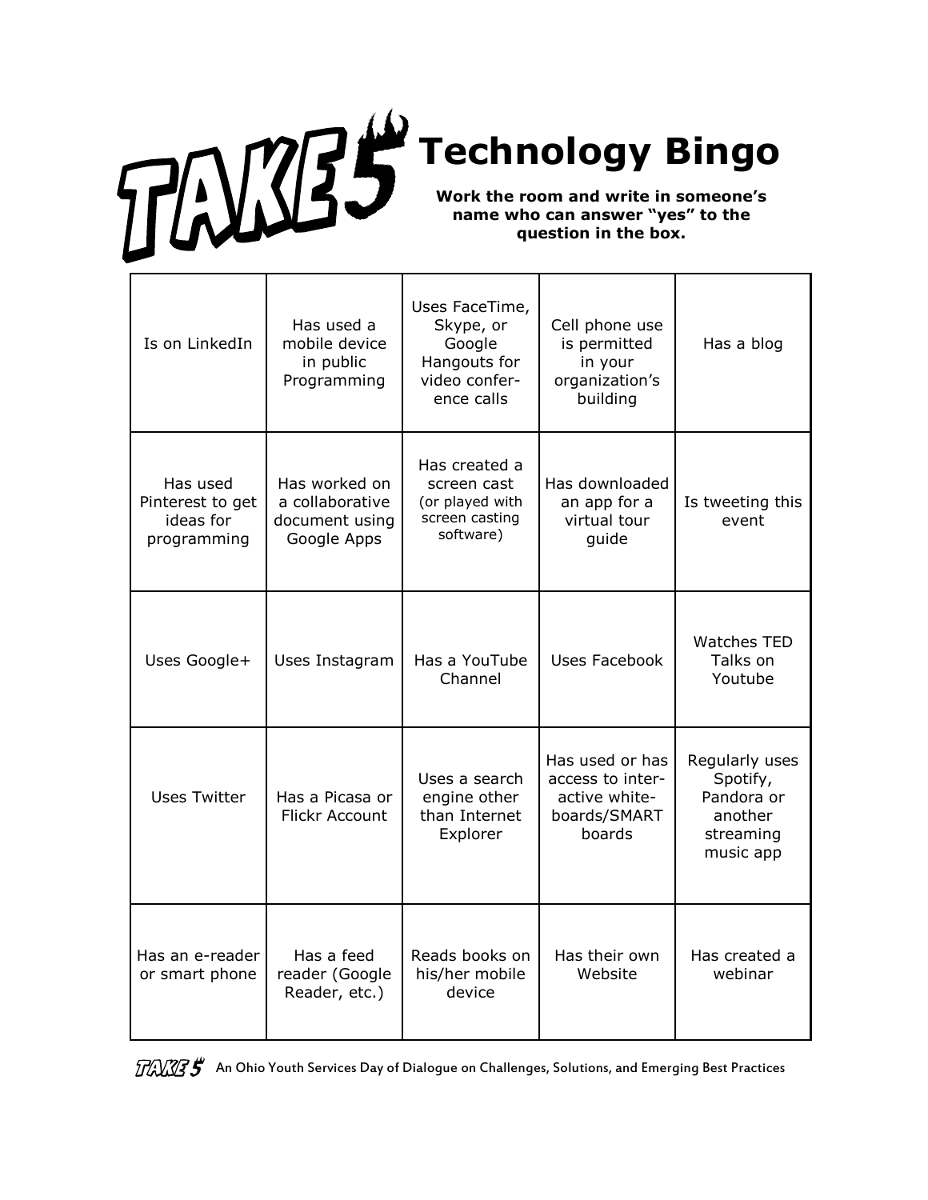# TAKE 5 Technology Bingo

**Work the room and write in someone's name who can answer "yes" to the question in the box.**

| | | | | |
|---|---|---|---|---|
| Is on LinkedIn | Has used a mobile device in public Programming | Uses FaceTime, Skype, or Google Hangouts for video conference calls | Cell phone use is permitted in your organization's building | Has a blog |
| Has used Pinterest to get ideas for programming | Has worked on a collaborative document using Google Apps | Has created a screen cast (or played with screen casting software) | Has downloaded an app for a virtual tour guide | Is tweeting this event |
| Uses Google+ | Uses Instagram | Has a YouTube Channel | Uses Facebook | Watches TED Talks on Youtube |
| Uses Twitter | Has a Picasa or Flickr Account | Uses a search engine other than Internet Explorer | Has used or has access to interactive whiteboards/SMART boards | Regularly uses Spotify, Pandora or another streaming music app |
| Has an e-reader or smart phone | Has a feed reader (Google Reader, etc.) | Reads books on his/her mobile device | Has their own Website | Has created a webinar |

TAKE 5 An Ohio Youth Services Day of Dialogue on Challenges, Solutions, and Emerging Best Practices